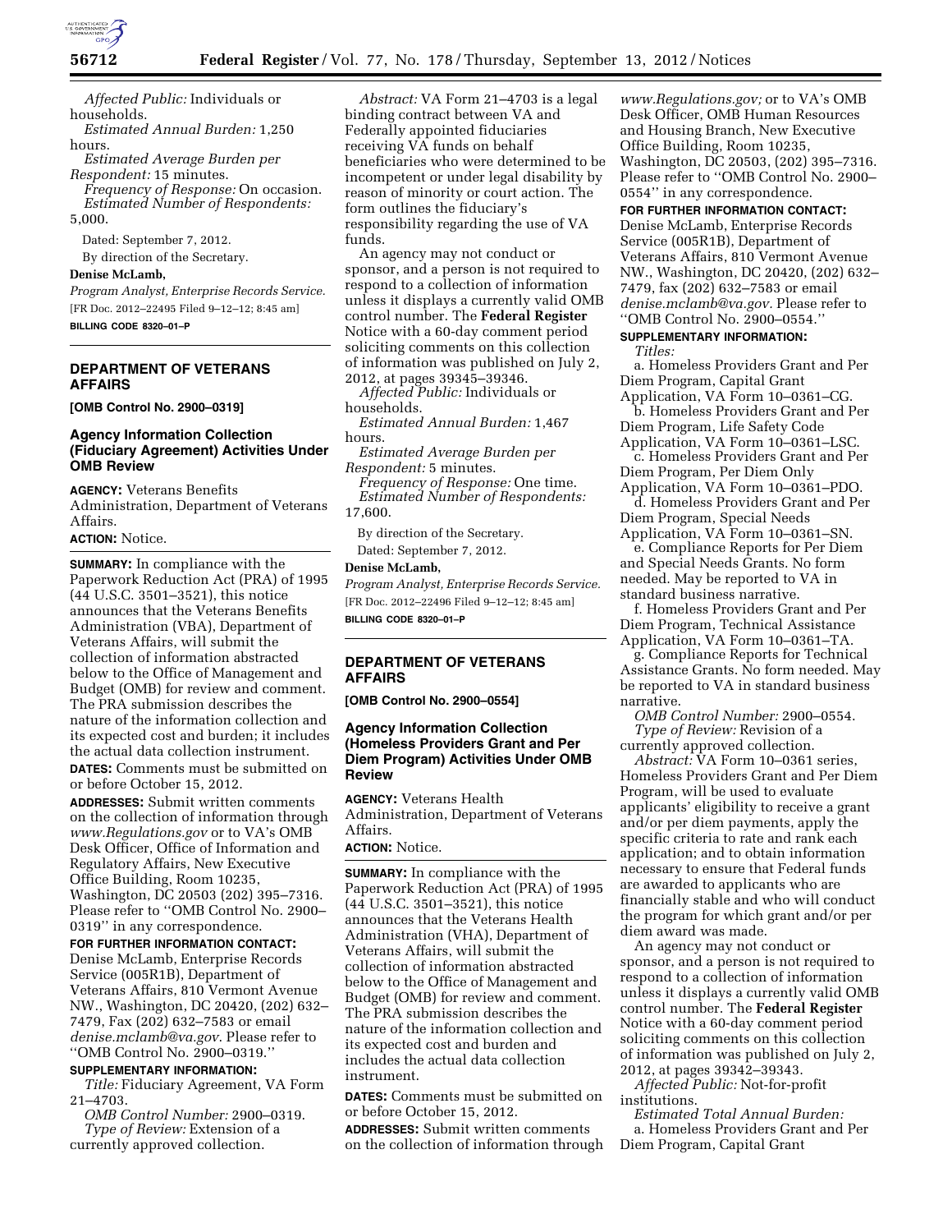*Affected Public:* Individuals or households.

*Estimated Annual Burden:* 1,250 hours.

*Estimated Average Burden per Respondent:* 15 minutes.

*Frequency of Response:* On occasion.

*Estimated Number of Respondents:* 5,000.

Dated: September 7, 2012.

By direction of the Secretary.

**Denise McLamb,**

*Program Analyst, Enterprise Records Service.*

[FR Doc. 2012–22495 Filed 9–12–12; 8:45 am]

**BILLING CODE 8320–01–P**

## DEPARTMENT OF VETERANS AFFAIRS

**[OMB Control No. 2900–0319]**

### Agency Information Collection (Fiduciary Agreement) Activities Under OMB Review

**AGENCY:** Veterans Benefits Administration, Department of Veterans Affairs.

**ACTION:** Notice.

**SUMMARY:** In compliance with the Paperwork Reduction Act (PRA) of 1995 (44 U.S.C. 3501–3521), this notice announces that the Veterans Benefits Administration (VBA), Department of Veterans Affairs, will submit the collection of information abstracted below to the Office of Management and Budget (OMB) for review and comment. The PRA submission describes the nature of the information collection and its expected cost and burden; it includes the actual data collection instrument.

**DATES:** Comments must be submitted on or before October 15, 2012.

**ADDRESSES:** Submit written comments on the collection of information through *www.Regulations.gov* or to VA's OMB Desk Officer, Office of Information and Regulatory Affairs, New Executive Office Building, Room 10235, Washington, DC 20503 (202) 395–7316. Please refer to ''OMB Control No. 2900–0319'' in any correspondence.

**FOR FURTHER INFORMATION CONTACT:** Denise McLamb, Enterprise Records Service (005R1B), Department of Veterans Affairs, 810 Vermont Avenue NW., Washington, DC 20420, (202) 632–7479, Fax (202) 632–7583 or email *denise.mclamb@va.gov*. Please refer to ''OMB Control No. 2900–0319.''

**SUPPLEMENTARY INFORMATION:**

*Title:* Fiduciary Agreement, VA Form 21–4703.

*OMB Control Number:* 2900–0319.

*Type of Review:* Extension of a currently approved collection.

*Abstract:* VA Form 21–4703 is a legal binding contract between VA and Federally appointed fiduciaries receiving VA funds on behalf beneficiaries who were determined to be incompetent or under legal disability by reason of minority or court action. The form outlines the fiduciary's responsibility regarding the use of VA funds.

An agency may not conduct or sponsor, and a person is not required to respond to a collection of information unless it displays a currently valid OMB control number. The **Federal Register** Notice with a 60-day comment period soliciting comments on this collection of information was published on July 2, 2012, at pages 39345–39346.

*Affected Public:* Individuals or households.

*Estimated Annual Burden:* 1,467 hours.

*Estimated Average Burden per Respondent:* 5 minutes.

*Frequency of Response:* One time.

*Estimated Number of Respondents:* 17,600.

By direction of the Secretary.

Dated: September 7, 2012.

**Denise McLamb,**

*Program Analyst, Enterprise Records Service.*

[FR Doc. 2012–22496 Filed 9–12–12; 8:45 am]

**BILLING CODE 8320–01–P**

## DEPARTMENT OF VETERANS AFFAIRS

**[OMB Control No. 2900–0554]**

### Agency Information Collection (Homeless Providers Grant and Per Diem Program) Activities Under OMB Review

**AGENCY:** Veterans Health Administration, Department of Veterans Affairs.

**ACTION:** Notice.

**SUMMARY:** In compliance with the Paperwork Reduction Act (PRA) of 1995 (44 U.S.C. 3501–3521), this notice announces that the Veterans Health Administration (VHA), Department of Veterans Affairs, will submit the collection of information abstracted below to the Office of Management and Budget (OMB) for review and comment. The PRA submission describes the nature of the information collection and its expected cost and burden and includes the actual data collection instrument.

**DATES:** Comments must be submitted on or before October 15, 2012.

**ADDRESSES:** Submit written comments on the collection of information through *www.Regulations.gov;* or to VA's OMB Desk Officer, OMB Human Resources and Housing Branch, New Executive Office Building, Room 10235, Washington, DC 20503, (202) 395–7316. Please refer to ''OMB Control No. 2900–0554'' in any correspondence.

**FOR FURTHER INFORMATION CONTACT:** Denise McLamb, Enterprise Records Service (005R1B), Department of Veterans Affairs, 810 Vermont Avenue NW., Washington, DC 20420, (202) 632–7479, fax (202) 632–7583 or email *denise.mclamb@va.gov.* Please refer to ''OMB Control No. 2900–0554.''

**SUPPLEMENTARY INFORMATION:**

*Titles:*

a. Homeless Providers Grant and Per Diem Program, Capital Grant Application, VA Form 10–0361–CG.

b. Homeless Providers Grant and Per Diem Program, Life Safety Code Application, VA Form 10–0361–LSC.

c. Homeless Providers Grant and Per Diem Program, Per Diem Only Application, VA Form 10–0361–PDO.

d. Homeless Providers Grant and Per Diem Program, Special Needs Application, VA Form 10–0361–SN.

e. Compliance Reports for Per Diem and Special Needs Grants. No form needed. May be reported to VA in standard business narrative.

f. Homeless Providers Grant and Per Diem Program, Technical Assistance Application, VA Form 10–0361–TA.

g. Compliance Reports for Technical Assistance Grants. No form needed. May be reported to VA in standard business narrative.

*OMB Control Number:* 2900–0554.

*Type of Review:* Revision of a currently approved collection.

*Abstract:* VA Form 10–0361 series, Homeless Providers Grant and Per Diem Program, will be used to evaluate applicants' eligibility to receive a grant and/or per diem payments, apply the specific criteria to rate and rank each application; and to obtain information necessary to ensure that Federal funds are awarded to applicants who are financially stable and who will conduct the program for which grant and/or per diem award was made.

An agency may not conduct or sponsor, and a person is not required to respond to a collection of information unless it displays a currently valid OMB control number. The **Federal Register** Notice with a 60-day comment period soliciting comments on this collection of information was published on July 2, 2012, at pages 39342–39343.

*Affected Public:* Not-for-profit institutions.

*Estimated Total Annual Burden:*

a. Homeless Providers Grant and Per Diem Program, Capital Grant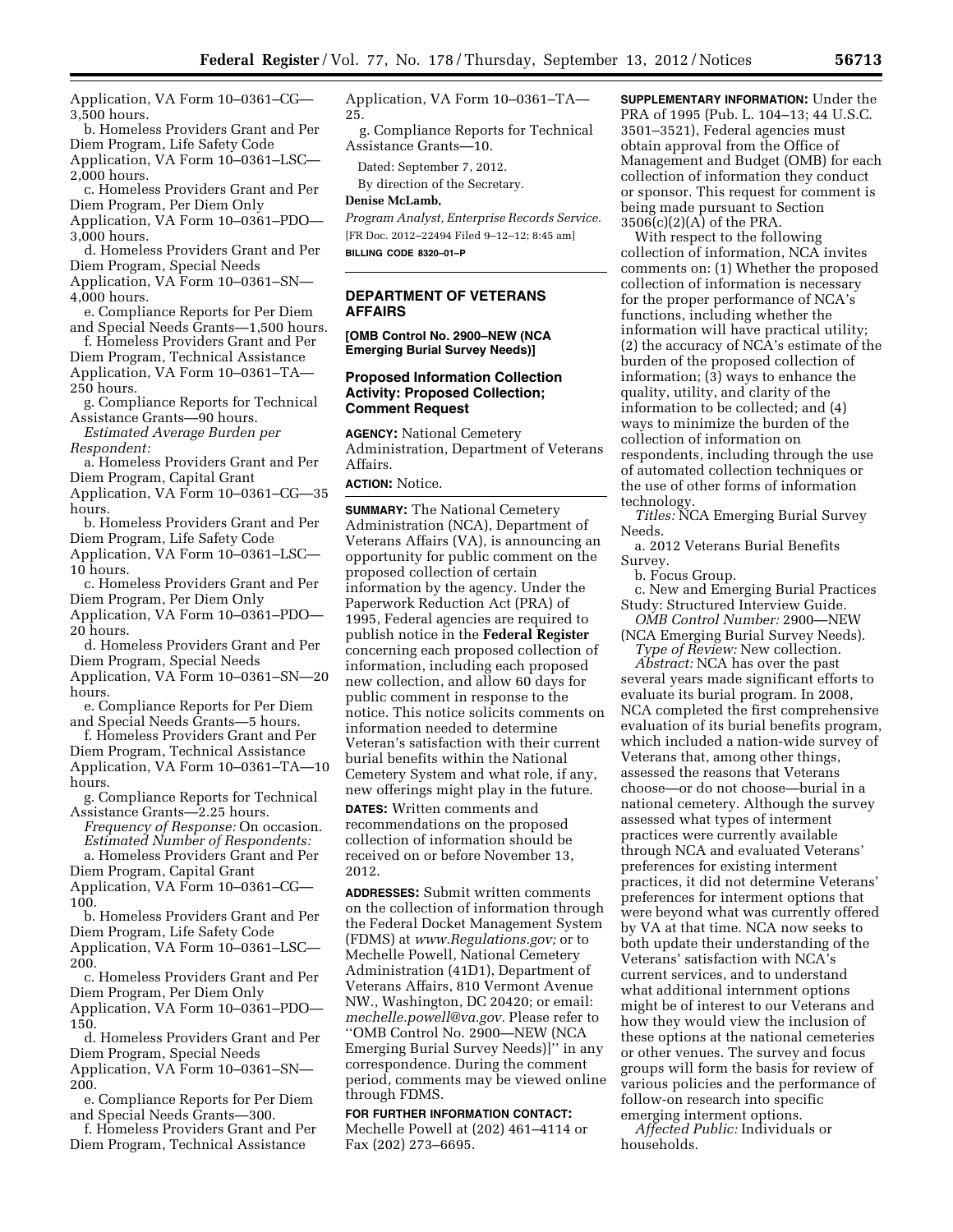Application, VA Form 10–0361–CG—3,500 hours.

b. Homeless Providers Grant and Per Diem Program, Life Safety Code Application, VA Form 10–0361–LSC—2,000 hours.

c. Homeless Providers Grant and Per Diem Program, Per Diem Only Application, VA Form 10–0361–PDO—3,000 hours.

d. Homeless Providers Grant and Per Diem Program, Special Needs Application, VA Form 10–0361–SN—4,000 hours.

e. Compliance Reports for Per Diem and Special Needs Grants—1,500 hours.

f. Homeless Providers Grant and Per Diem Program, Technical Assistance Application, VA Form 10–0361–TA—250 hours.

g. Compliance Reports for Technical Assistance Grants—90 hours.

*Estimated Average Burden per Respondent:*

a. Homeless Providers Grant and Per Diem Program, Capital Grant Application, VA Form 10–0361–CG—35 hours.

b. Homeless Providers Grant and Per Diem Program, Life Safety Code Application, VA Form 10–0361–LSC—10 hours.

c. Homeless Providers Grant and Per Diem Program, Per Diem Only Application, VA Form 10–0361–PDO—20 hours.

d. Homeless Providers Grant and Per Diem Program, Special Needs Application, VA Form 10–0361–SN—20 hours.

e. Compliance Reports for Per Diem and Special Needs Grants—5 hours.

f. Homeless Providers Grant and Per Diem Program, Technical Assistance Application, VA Form 10–0361–TA—10 hours.

g. Compliance Reports for Technical Assistance Grants—2.25 hours.

*Frequency of Response:* On occasion.

*Estimated Number of Respondents:*

a. Homeless Providers Grant and Per Diem Program, Capital Grant Application, VA Form 10–0361–CG—100.

b. Homeless Providers Grant and Per Diem Program, Life Safety Code Application, VA Form 10–0361–LSC—200.

c. Homeless Providers Grant and Per Diem Program, Per Diem Only Application, VA Form 10–0361–PDO—150.

d. Homeless Providers Grant and Per Diem Program, Special Needs Application, VA Form 10–0361–SN—200.

e. Compliance Reports for Per Diem and Special Needs Grants—300.

f. Homeless Providers Grant and Per Diem Program, Technical Assistance Application, VA Form 10–0361–TA—25.

g. Compliance Reports for Technical Assistance Grants—10.

Dated: September 7, 2012.

By direction of the Secretary.

**Denise McLamb,**

*Program Analyst, Enterprise Records Service.*

[FR Doc. 2012–22494 Filed 9–12–12; 8:45 am]

**BILLING CODE 8320–01–P**

---

## DEPARTMENT OF VETERANS AFFAIRS

**[OMB Control No. 2900–NEW (NCA Emerging Burial Survey Needs)]**

## Proposed Information Collection Activity: Proposed Collection; Comment Request

**AGENCY:** National Cemetery Administration, Department of Veterans Affairs.

**ACTION:** Notice.

**SUMMARY:** The National Cemetery Administration (NCA), Department of Veterans Affairs (VA), is announcing an opportunity for public comment on the proposed collection of certain information by the agency. Under the Paperwork Reduction Act (PRA) of 1995, Federal agencies are required to publish notice in the **Federal Register** concerning each proposed collection of information, including each proposed new collection, and allow 60 days for public comment in response to the notice. This notice solicits comments on information needed to determine Veteran's satisfaction with their current burial benefits within the National Cemetery System and what role, if any, new offerings might play in the future.

**DATES:** Written comments and recommendations on the proposed collection of information should be received on or before November 13, 2012.

**ADDRESSES:** Submit written comments on the collection of information through the Federal Docket Management System (FDMS) at *www.Regulations.gov;* or to Mechelle Powell, National Cemetery Administration (41D1), Department of Veterans Affairs, 810 Vermont Avenue NW., Washington, DC 20420; or email: *mechelle.powell@va.gov.* Please refer to ''OMB Control No. 2900—NEW (NCA Emerging Burial Survey Needs)]'' in any correspondence. During the comment period, comments may be viewed online through FDMS.

**FOR FURTHER INFORMATION CONTACT:** Mechelle Powell at (202) 461–4114 or Fax (202) 273–6695.

**SUPPLEMENTARY INFORMATION:** Under the PRA of 1995 (Pub. L. 104–13; 44 U.S.C. 3501–3521), Federal agencies must obtain approval from the Office of Management and Budget (OMB) for each collection of information they conduct or sponsor. This request for comment is being made pursuant to Section 3506(c)(2)(A) of the PRA.

With respect to the following collection of information, NCA invites comments on: (1) Whether the proposed collection of information is necessary for the proper performance of NCA's functions, including whether the information will have practical utility; (2) the accuracy of NCA's estimate of the burden of the proposed collection of information; (3) ways to enhance the quality, utility, and clarity of the information to be collected; and (4) ways to minimize the burden of the collection of information on respondents, including through the use of automated collection techniques or the use of other forms of information technology.

*Titles:* NCA Emerging Burial Survey Needs.

a. 2012 Veterans Burial Benefits Survey.

b. Focus Group.

c. New and Emerging Burial Practices Study: Structured Interview Guide.

*OMB Control Number:* 2900—NEW (NCA Emerging Burial Survey Needs).

*Type of Review:* New collection.

*Abstract:* NCA has over the past several years made significant efforts to evaluate its burial program. In 2008, NCA completed the first comprehensive evaluation of its burial benefits program, which included a nation-wide survey of Veterans that, among other things, assessed the reasons that Veterans choose—or do not choose—burial in a national cemetery. Although the survey assessed what types of interment practices were currently available through NCA and evaluated Veterans' preferences for existing interment practices, it did not determine Veterans' preferences for interment options that were beyond what was currently offered by VA at that time. NCA now seeks to both update their understanding of the Veterans' satisfaction with NCA's current services, and to understand what additional internment options might be of interest to our Veterans and how they would view the inclusion of these options at the national cemeteries or other venues. The survey and focus groups will form the basis for review of various policies and the performance of follow-on research into specific emerging interment options.

*Affected Public:* Individuals or households.